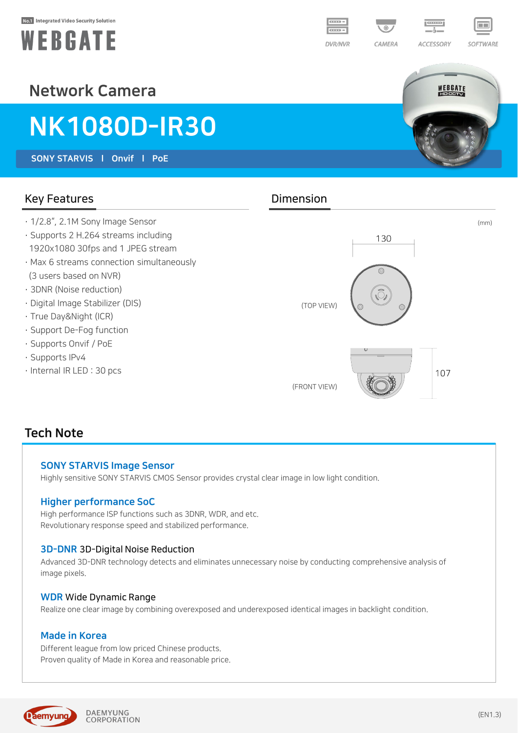No.1 Integrated Video Security Solution

WEBGATE

DVR/NVR CAMERA ACCESSORY SOFTWARE

# Network Camera

# NK1080D-IR30

**SONY STARVIS | Onvif | PoE**

## Key Features

- 1/2.8", 2.1M Sony Image Sensor
- Supports 2 H.264 streams including 1920x1080 30fps and 1 JPEG stream
- Max 6 streams connection simultaneously (3 users based on NVR)
- 3DNR (Noise reduction)
- Digital Image Stabilizer (DIS)
- True Day&Night (ICR)
- Support De-Fog function
- Supports Onvif / PoE
- Supports IPv4
- Internal IR LED : 30 pcs

## Dimension

(mm)

130

(TOP VIEW)

107

(FRONT VIEW)

## Tech Note

### SONY STARVIS Image Sensor

Highly sensitive SONY STARVIS CMOS Sensor provides crystal clear image in low light condition.

### Higher performance SoC

High performance ISP functions such as 3DNR, WDR, and etc.
Revolutionary response speed and stabilized performance.

### 3D-DNR 3D-Digital Noise Reduction

Advanced 3D-DNR technology detects and eliminates unnecessary noise by conducting comprehensive analysis of image pixels.

### WDR Wide Dynamic Range

Realize one clear image by combining overexposed and underexposed identical images in backlight condition.

### Made in Korea

Different league from low priced Chinese products.
Proven quality of Made in Korea and reasonable price.

Daemyung DAEMYUNG CORPORATION

(EN1.3)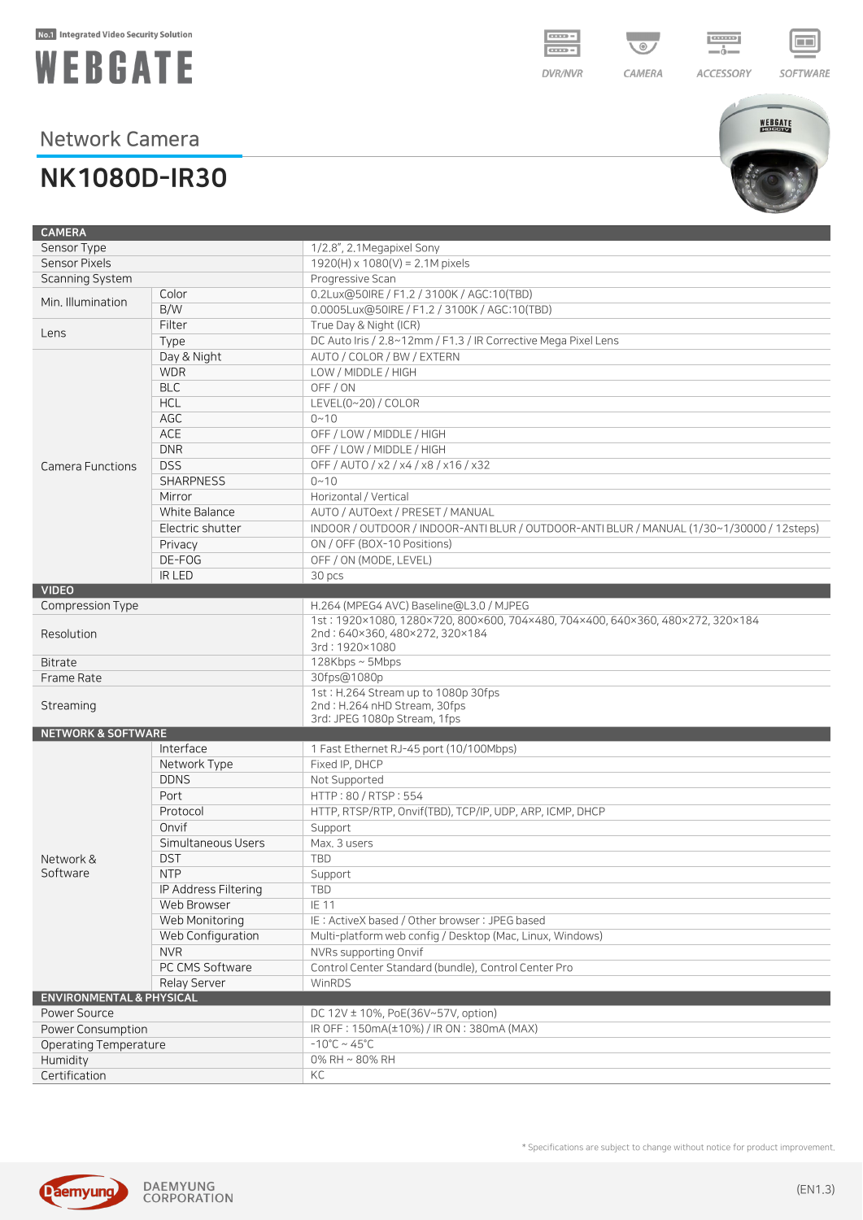No.1 Integrated Video Security Solution

# WEBGATE

DVR/NVR CAMERA ACCESSORY SOFTWARE

## Network Camera

# NK1080D-IR30

| | | |
|---|---|---|
| **CAMERA** | | |
| Sensor Type | | 1/2.8", 2.1Megapixel Sony |
| Sensor Pixels | | 1920(H) x 1080(V) = 2.1M pixels |
| Scanning System | | Progressive Scan |
| Min. Illumination | Color | 0.2Lux@50IRE / F1.2 / 3100K / AGC:10(TBD) |
| | B/W | 0.0005Lux@50IRE / F1.2 / 3100K / AGC:10(TBD) |
| Lens | Filter | True Day & Night (ICR) |
| | Type | DC Auto Iris / 2.8~12mm / F1.3 / IR Corrective Mega Pixel Lens |
| Camera Functions | Day & Night | AUTO / COLOR / BW / EXTERN |
| | WDR | LOW / MIDDLE / HIGH |
| | BLC | OFF / ON |
| | HCL | LEVEL(0~20) / COLOR |
| | AGC | 0~10 |
| | ACE | OFF / LOW / MIDDLE / HIGH |
| | DNR | OFF / LOW / MIDDLE / HIGH |
| | DSS | OFF / AUTO / x2 / x4 / x8 / x16 / x32 |
| | SHARPNESS | 0~10 |
| | Mirror | Horizontal / Vertical |
| | White Balance | AUTO / AUTOext / PRESET / MANUAL |
| | Electric shutter | INDOOR / OUTDOOR / INDOOR-ANTI BLUR / OUTDOOR-ANTI BLUR / MANUAL (1/30~1/30000 / 12steps) |
| | Privacy | ON / OFF (BOX-10 Positions) |
| | DE-FOG | OFF / ON (MODE, LEVEL) |
| | IR LED | 30 pcs |
| **VIDEO** | | |
| Compression Type | | H.264 (MPEG4 AVC) Baseline@L3.0 / MJPEG |
| Resolution | | 1st : 1920×1080, 1280×720, 800×600, 704×480, 704×400, 640×360, 480×272, 320×184<br>2nd : 640×360, 480×272, 320×184<br>3rd : 1920×1080 |
| Bitrate | | 128Kbps ~ 5Mbps |
| Frame Rate | | 30fps@1080p |
| Streaming | | 1st : H.264 Stream up to 1080p 30fps<br>2nd : H.264 nHD Stream, 30fps<br>3rd: JPEG 1080p Stream, 1fps |
| **NETWORK & SOFTWARE** | | |
| Network & Software | Interface | 1 Fast Ethernet RJ-45 port (10/100Mbps) |
| | Network Type | Fixed IP, DHCP |
| | DDNS | Not Supported |
| | Port | HTTP : 80 / RTSP : 554 |
| | Protocol | HTTP, RTSP/RTP, Onvif(TBD), TCP/IP, UDP, ARP, ICMP, DHCP |
| | Onvif | Support |
| | Simultaneous Users | Max. 3 users |
| | DST | TBD |
| | NTP | Support |
| | IP Address Filtering | TBD |
| | Web Browser | IE 11 |
| | Web Monitoring | IE : ActiveX based / Other browser : JPEG based |
| | Web Configuration | Multi-platform web config / Desktop (Mac, Linux, Windows) |
| | NVR | NVRs supporting Onvif |
| | PC CMS Software | Control Center Standard (bundle), Control Center Pro |
| | Relay Server | WinRDS |
| **ENVIRONMENTAL & PHYSICAL** | | |
| Power Source | | DC 12V ± 10%, PoE(36V~57V, option) |
| Power Consumption | | IR OFF : 150mA(±10%) / IR ON : 380mA (MAX) |
| Operating Temperature | | -10°C ~ 45°C |
| Humidity | | 0% RH ~ 80% RH |
| Certification | | KC |

* Specifications are subject to change without notice for product improvement.

Daemyung DAEMYUNG CORPORATION

(EN1.3)